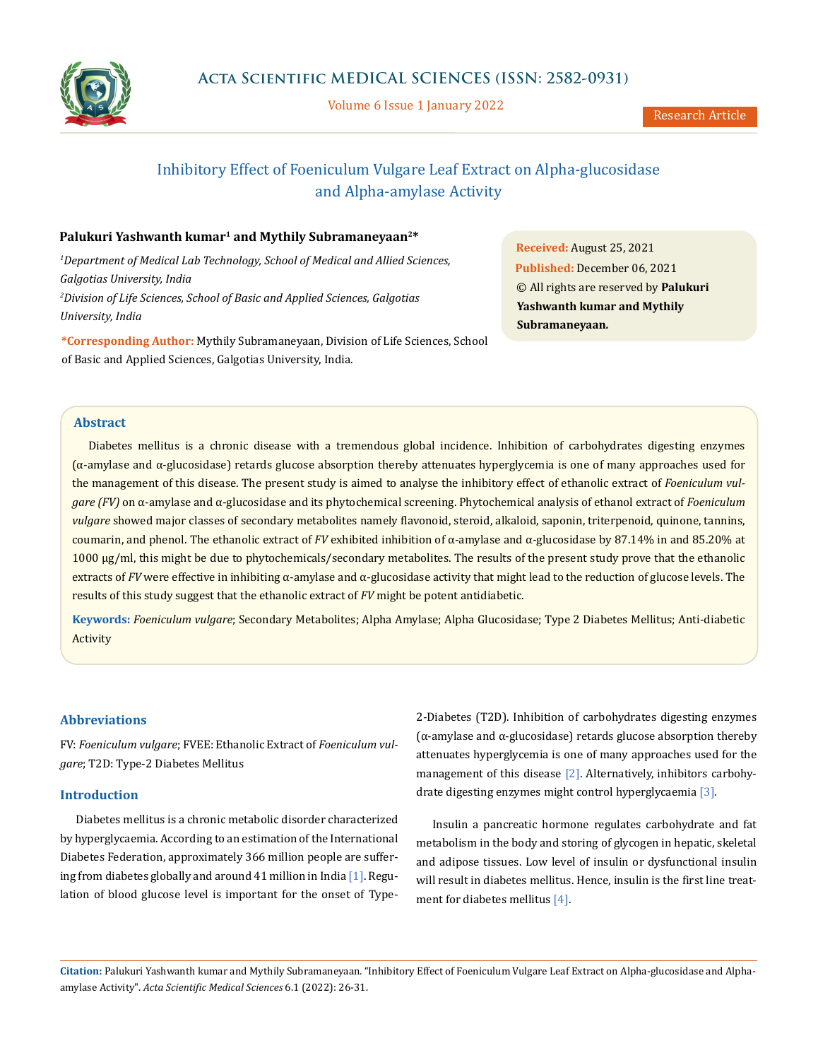# Inhibitory Effect of Foeniculum Vulgare Leaf Extract on Alpha-glucosidase and Alpha-amylase Activity

**Palukuri Yashwanth kumar[1] and Mythily Subramaneyaan[2]***

*[1]Department of Medical Lab Technology, School of Medical and Allied Sciences, Galgotias University, India*

*[2]Division of Life Sciences, School of Basic and Applied Sciences, Galgotias University, India*

***Corresponding Author:** Mythily Subramaneyaan, Division of Life Sciences, School of Basic and Applied Sciences, Galgotias University, India.

**Received:** August 25, 2021
**Published:** December 06, 2021
© All rights are reserved by **Palukuri Yashwanth kumar and Mythily Subramaneyaan.**

## Abstract

Diabetes mellitus is a chronic disease with a tremendous global incidence. Inhibition of carbohydrates digesting enzymes (α-amylase and α-glucosidase) retards glucose absorption thereby attenuates hyperglycemia is one of many approaches used for the management of this disease. The present study is aimed to analyse the inhibitory effect of ethanolic extract of *Foeniculum vulgare (FV)* on α-amylase and α-glucosidase and its phytochemical screening. Phytochemical analysis of ethanol extract of *Foeniculum vulgare* showed major classes of secondary metabolites namely flavonoid, steroid, alkaloid, saponin, triterpenoid, quinone, tannins, coumarin, and phenol. The ethanolic extract of *FV* exhibited inhibition of α-amylase and α-glucosidase by 87.14% in and 85.20% at 1000 µg/ml, this might be due to phytochemicals/secondary metabolites. The results of the present study prove that the ethanolic extracts of *FV* were effective in inhibiting α-amylase and α-glucosidase activity that might lead to the reduction of glucose levels. The results of this study suggest that the ethanolic extract of *FV* might be potent antidiabetic.

**Keywords:** *Foeniculum vulgare*; Secondary Metabolites; Alpha Amylase; Alpha Glucosidase; Type 2 Diabetes Mellitus; Anti-diabetic Activity

## Abbreviations

FV: *Foeniculum vulgare*; FVEE: Ethanolic Extract of *Foeniculum vulgare*; T2D: Type-2 Diabetes Mellitus

## Introduction

Diabetes mellitus is a chronic metabolic disorder characterized by hyperglycaemia. According to an estimation of the International Diabetes Federation, approximately 366 million people are suffering from diabetes globally and around 41 million in India [1]. Regulation of blood glucose level is important for the onset of Type-2-Diabetes (T2D). Inhibition of carbohydrates digesting enzymes (α-amylase and α-glucosidase) retards glucose absorption thereby attenuates hyperglycemia is one of many approaches used for the management of this disease [2]. Alternatively, inhibitors carbohydrate digesting enzymes might control hyperglycaemia [3].

Insulin a pancreatic hormone regulates carbohydrate and fat metabolism in the body and storing of glycogen in hepatic, skeletal and adipose tissues. Low level of insulin or dysfunctional insulin will result in diabetes mellitus. Hence, insulin is the first line treatment for diabetes mellitus [4].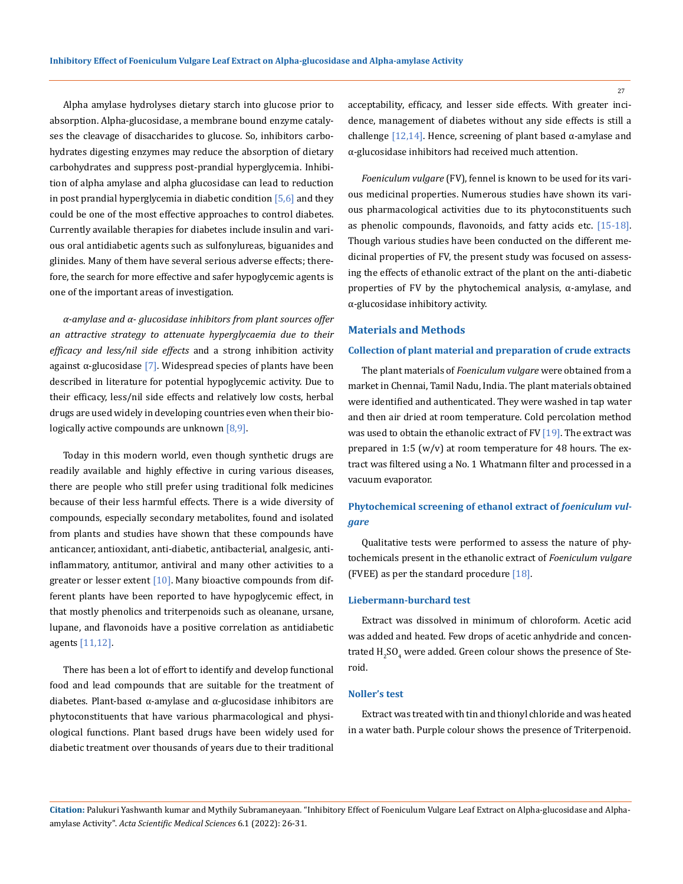Alpha amylase hydrolyses dietary starch into glucose prior to absorption. Alpha-glucosidase, a membrane bound enzyme catalyses the cleavage of disaccharides to glucose. So, inhibitors carbohydrates digesting enzymes may reduce the absorption of dietary carbohydrates and suppress post-prandial hyperglycemia. Inhibition of alpha amylase and alpha glucosidase can lead to reduction in post prandial hyperglycemia in diabetic condition [5,6] and they could be one of the most effective approaches to control diabetes. Currently available therapies for diabetes include insulin and various oral antidiabetic agents such as sulfonylureas, biguanides and glinides. Many of them have several serious adverse effects; therefore, the search for more effective and safer hypoglycemic agents is one of the important areas of investigation.

*α-amylase and α- glucosidase inhibitors from plant sources offer an attractive strategy to attenuate hyperglycaemia due to their efficacy and less/nil side effects* and a strong inhibition activity against α-glucosidase [7]. Widespread species of plants have been described in literature for potential hypoglycemic activity. Due to their efficacy, less/nil side effects and relatively low costs, herbal drugs are used widely in developing countries even when their biologically active compounds are unknown [8,9].

Today in this modern world, even though synthetic drugs are readily available and highly effective in curing various diseases, there are people who still prefer using traditional folk medicines because of their less harmful effects. There is a wide diversity of compounds, especially secondary metabolites, found and isolated from plants and studies have shown that these compounds have anticancer, antioxidant, anti-diabetic, antibacterial, analgesic, anti-inflammatory, antitumor, antiviral and many other activities to a greater or lesser extent [10]. Many bioactive compounds from different plants have been reported to have hypoglycemic effect, in that mostly phenolics and triterpenoids such as oleanane, ursane, lupane, and flavonoids have a positive correlation as antidiabetic agents [11,12].

There has been a lot of effort to identify and develop functional food and lead compounds that are suitable for the treatment of diabetes. Plant-based α-amylase and α-glucosidase inhibitors are phytoconstituents that have various pharmacological and physiological functions. Plant based drugs have been widely used for diabetic treatment over thousands of years due to their traditional acceptability, efficacy, and lesser side effects. With greater incidence, management of diabetes without any side effects is still a challenge [12,14]. Hence, screening of plant based α-amylase and α-glucosidase inhibitors had received much attention.

*Foeniculum vulgare* (FV), fennel is known to be used for its various medicinal properties. Numerous studies have shown its various pharmacological activities due to its phytoconstituents such as phenolic compounds, flavonoids, and fatty acids etc. [15-18]. Though various studies have been conducted on the different medicinal properties of FV, the present study was focused on assessing the effects of ethanolic extract of the plant on the anti-diabetic properties of FV by the phytochemical analysis, α-amylase, and α-glucosidase inhibitory activity.

## Materials and Methods

### Collection of plant material and preparation of crude extracts

The plant materials of *Foeniculum vulgare* were obtained from a market in Chennai, Tamil Nadu, India. The plant materials obtained were identified and authenticated. They were washed in tap water and then air dried at room temperature. Cold percolation method was used to obtain the ethanolic extract of FV [19]. The extract was prepared in 1:5 (w/v) at room temperature for 48 hours. The extract was filtered using a No. 1 Whatmann filter and processed in a vacuum evaporator.

### Phytochemical screening of ethanol extract of *foeniculum vulgare*

Qualitative tests were performed to assess the nature of phytochemicals present in the ethanolic extract of *Foeniculum vulgare* (FVEE) as per the standard procedure [18].

### Liebermann-burchard test

Extract was dissolved in minimum of chloroform. Acetic acid was added and heated. Few drops of acetic anhydride and concentrated $H_2SO_4$ were added. Green colour shows the presence of Steroid.

### Noller's test

Extract was treated with tin and thionyl chloride and was heated in a water bath. Purple colour shows the presence of Triterpenoid.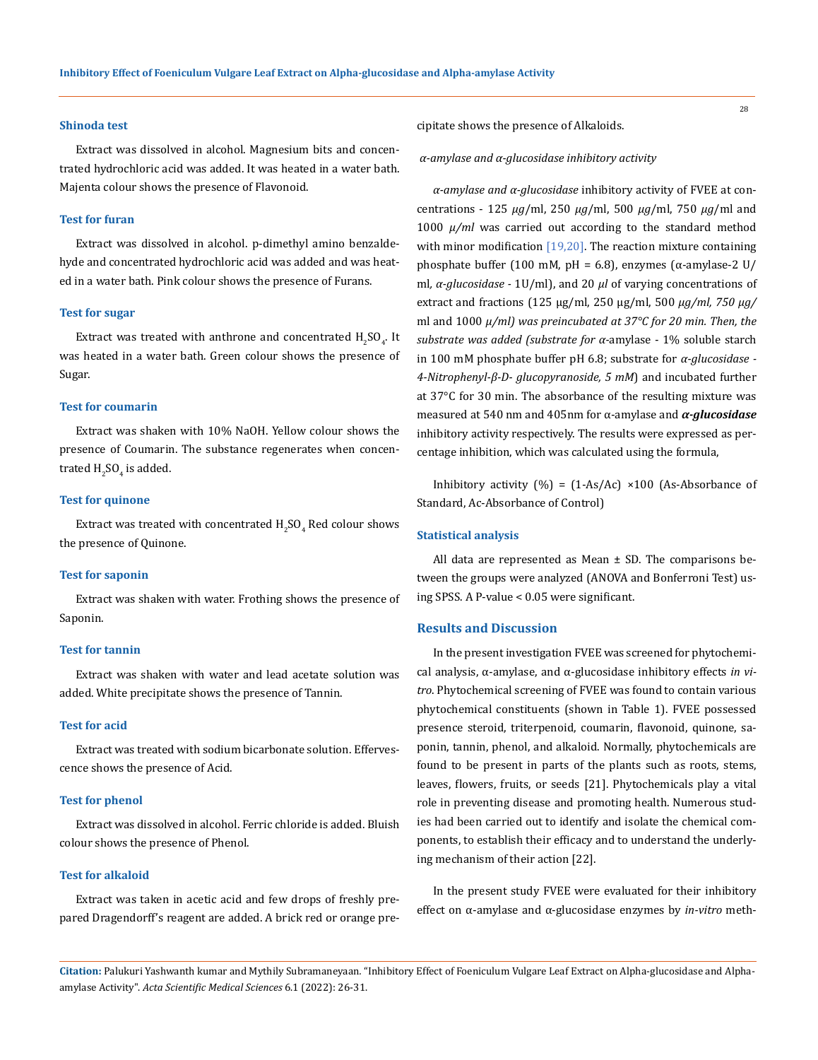### Shinoda test

Extract was dissolved in alcohol. Magnesium bits and concentrated hydrochloric acid was added. It was heated in a water bath. Majenta colour shows the presence of Flavonoid.

### Test for furan

Extract was dissolved in alcohol. p-dimethyl amino benzaldehyde and concentrated hydrochloric acid was added and was heated in a water bath. Pink colour shows the presence of Furans.

### Test for sugar

Extract was treated with anthrone and concentrated $H_2SO_4$. It was heated in a water bath. Green colour shows the presence of Sugar.

### Test for coumarin

Extract was shaken with 10% NaOH. Yellow colour shows the presence of Coumarin. The substance regenerates when concentrated $H_2SO_4$ is added.

### Test for quinone

Extract was treated with concentrated $H_2SO_4$ Red colour shows the presence of Quinone.

### Test for saponin

Extract was shaken with water. Frothing shows the presence of Saponin.

### Test for tannin

Extract was shaken with water and lead acetate solution was added. White precipitate shows the presence of Tannin.

### Test for acid

Extract was treated with sodium bicarbonate solution. Effervescence shows the presence of Acid.

### Test for phenol

Extract was dissolved in alcohol. Ferric chloride is added. Bluish colour shows the presence of Phenol.

### Test for alkaloid

Extract was taken in acetic acid and few drops of freshly prepared Dragendorff's reagent are added. A brick red or orange precipitate shows the presence of Alkaloids.

*α-amylase and α-glucosidase inhibitory activity*

*α-amylase and α-glucosidase* inhibitory activity of FVEE at concentrations - 125 *µg*/ml, 250 *µg*/ml, 500 *µg*/ml, 750 *µg*/ml and 1000 *µ/ml* was carried out according to the standard method with minor modification [19,20]. The reaction mixture containing phosphate buffer (100 mM, pH = 6.8), enzymes (α-amylase-2 U/ml*, α-glucosidase* - 1U/ml), and 20 *µl* of varying concentrations of extract and fractions (125 µg/ml, 250 µg/ml, 500 *µg/ml, 750 µg/*ml and 1000 *µ/ml) was preincubated at 37°C for 20 min. Then, the substrate was added (substrate for α-*amylase - 1% soluble starch in 100 mM phosphate buffer pH 6.8; substrate for *α-glucosidase - 4-Nitrophenyl-β-D- glucopyranoside, 5 mM*) and incubated further at 37°C for 30 min. The absorbance of the resulting mixture was measured at 540 nm and 405nm for α-amylase and ***α-glucosidase*** inhibitory activity respectively. The results were expressed as percentage inhibition, which was calculated using the formula,

Inhibitory activity (%) = (1-As/Ac) ×100 (As-Absorbance of Standard, Ac-Absorbance of Control)

### Statistical analysis

All data are represented as Mean ± SD. The comparisons between the groups were analyzed (ANOVA and Bonferroni Test) using SPSS. A P-value < 0.05 were significant.

## Results and Discussion

In the present investigation FVEE was screened for phytochemical analysis, α-amylase, and α-glucosidase inhibitory effects *in vitro*. Phytochemical screening of FVEE was found to contain various phytochemical constituents (shown in Table 1). FVEE possessed presence steroid, triterpenoid, coumarin, flavonoid, quinone, saponin, tannin, phenol, and alkaloid. Normally, phytochemicals are found to be present in parts of the plants such as roots, stems, leaves, flowers, fruits, or seeds [21]. Phytochemicals play a vital role in preventing disease and promoting health. Numerous studies had been carried out to identify and isolate the chemical components, to establish their efficacy and to understand the underlying mechanism of their action [22].

In the present study FVEE were evaluated for their inhibitory effect on α-amylase and α-glucosidase enzymes by *in-vitro* meth-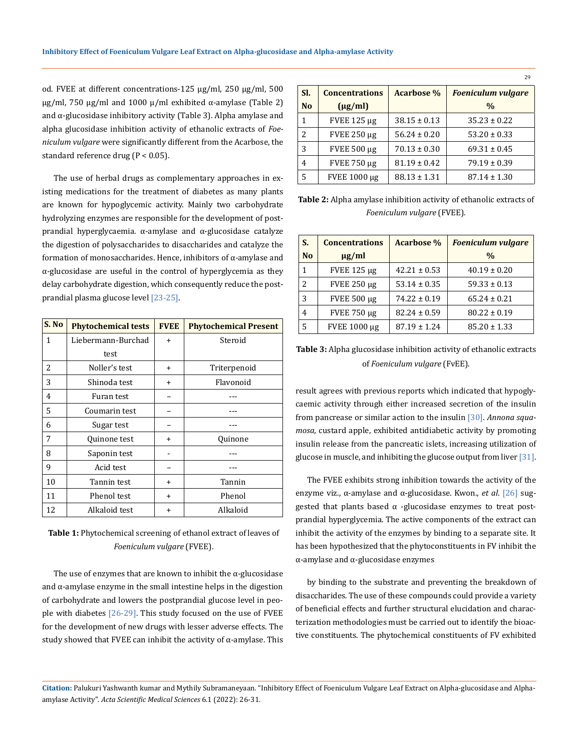od. FVEE at different concentrations-125 µg/ml, 250 µg/ml, 500 µg/ml, 750 µg/ml and 1000 µ/ml exhibited α-amylase (Table 2) and α-glucosidase inhibitory activity (Table 3). Alpha amylase and alpha glucosidase inhibition activity of ethanolic extracts of *Foeniculum vulgare* were significantly different from the Acarbose, the standard reference drug ($P < 0.05$).

The use of herbal drugs as complementary approaches in existing medications for the treatment of diabetes as many plants are known for hypoglycemic activity. Mainly two carbohydrate hydrolyzing enzymes are responsible for the development of postprandial hyperglycaemia. α-amylase and α-glucosidase catalyze the digestion of polysaccharides to disaccharides and catalyze the formation of monosaccharides. Hence, inhibitors of α-amylase and α-glucosidase are useful in the control of hyperglycemia as they delay carbohydrate digestion, which consequently reduce the postprandial plasma glucose level [23-25].

| S. No | Phytochemical tests | FVEE | Phytochemical Present |
|---|---|---|---|
| 1 | Liebermann-Burchad test | + | Steroid |
| 2 | Noller's test | + | Triterpenoid |
| 3 | Shinoda test | + | Flavonoid |
| 4 | Furan test | – | --- |
| 5 | Coumarin test | – | --- |
| 6 | Sugar test | – | --- |
| 7 | Quinone test | + | Quinone |
| 8 | Saponin test | - | --- |
| 9 | Acid test | – | --- |
| 10 | Tannin test | + | Tannin |
| 11 | Phenol test | + | Phenol |
| 12 | Alkaloid test | + | Alkaloid |

**Table 1:** Phytochemical screening of ethanol extract of leaves of *Foeniculum vulgare* (FVEE).

The use of enzymes that are known to inhibit the α-glucosidase and α-amylase enzyme in the small intestine helps in the digestion of carbohydrate and lowers the postprandial glucose level in people with diabetes [26-29]. This study focused on the use of FVEE for the development of new drugs with lesser adverse effects. The study showed that FVEE can inhibit the activity of α-amylase. This

| Sl. No | Concentrations (µg/ml) | Acarbose % | *Foeniculum vulgare* % |
|---|---|---|---|
| 1 | FVEE 125 µg | 38.15 ± 0.13 | 35.23 ± 0.22 |
| 2 | FVEE 250 µg | 56.24 ± 0.20 | 53.20 ± 0.33 |
| 3 | FVEE 500 µg | 70.13 ± 0.30 | 69.31 ± 0.45 |
| 4 | FVEE 750 µg | 81.19 ± 0.42 | 79.19 ± 0.39 |
| 5 | FVEE 1000 µg | 88.13 ± 1.31 | 87.14 ± 1.30 |

**Table 2:** Alpha amylase inhibition activity of ethanolic extracts of *Foeniculum vulgare* (FVEE).

| S. No | Concentrations µg/ml | Acarbose % | *Foeniculum vulgare* % |
|---|---|---|---|
| 1 | FVEE 125 µg | 42.21 ± 0.53 | 40.19 ± 0.20 |
| 2 | FVEE 250 µg | 53.14 ± 0.35 | 59.33 ± 0.13 |
| 3 | FVEE 500 µg | 74.22 ± 0.19 | 65.24 ± 0.21 |
| 4 | FVEE 750 µg | 82.24 ± 0.59 | 80.22 ± 0.19 |
| 5 | FVEE 1000 µg | 87.19 ± 1.24 | 85.20 ± 1.33 |

**Table 3:** Alpha glucosidase inhibition activity of ethanolic extracts of *Foeniculum vulgare* (FvEE).

result agrees with previous reports which indicated that hypoglycaemic activity through either increased secretion of the insulin from pancrease or similar action to the insulin [30]. *Annona squamosa,* custard apple, exhibited antidiabetic activity by promoting insulin release from the pancreatic islets, increasing utilization of glucose in muscle, and inhibiting the glucose output from liver [31].

The FVEE exhibits strong inhibition towards the activity of the enzyme viz., α-amylase and α-glucosidase. Kwon., *et al.* [26] suggested that plants based α -glucosidase enzymes to treat postprandial hyperglycemia. The active components of the extract can inhibit the activity of the enzymes by binding to a separate site. It has been hypothesized that the phytoconstituents in FV inhibit the α-amylase and α-glucosidase enzymes

by binding to the substrate and preventing the breakdown of disaccharides. The use of these compounds could provide a variety of beneficial effects and further structural elucidation and characterization methodologies must be carried out to identify the bioactive constituents. The phytochemical constituents of FV exhibited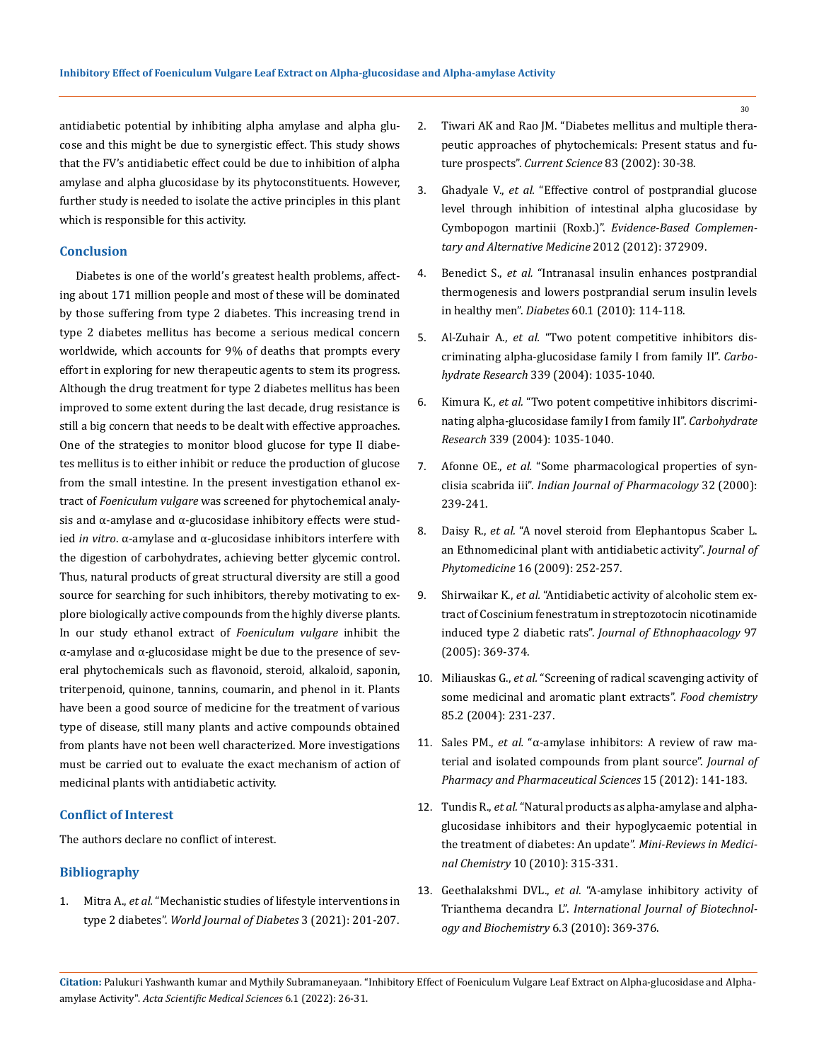antidiabetic potential by inhibiting alpha amylase and alpha glucose and this might be due to synergistic effect. This study shows that the FV's antidiabetic effect could be due to inhibition of alpha amylase and alpha glucosidase by its phytoconstituents. However, further study is needed to isolate the active principles in this plant which is responsible for this activity.

## Conclusion

Diabetes is one of the world's greatest health problems, affecting about 171 million people and most of these will be dominated by those suffering from type 2 diabetes. This increasing trend in type 2 diabetes mellitus has become a serious medical concern worldwide, which accounts for 9% of deaths that prompts every effort in exploring for new therapeutic agents to stem its progress. Although the drug treatment for type 2 diabetes mellitus has been improved to some extent during the last decade, drug resistance is still a big concern that needs to be dealt with effective approaches. One of the strategies to monitor blood glucose for type II diabetes mellitus is to either inhibit or reduce the production of glucose from the small intestine. In the present investigation ethanol extract of *Foeniculum vulgare* was screened for phytochemical analysis and α-amylase and α-glucosidase inhibitory effects were studied *in vitro*. α-amylase and α-glucosidase inhibitors interfere with the digestion of carbohydrates, achieving better glycemic control. Thus, natural products of great structural diversity are still a good source for searching for such inhibitors, thereby motivating to explore biologically active compounds from the highly diverse plants. In our study ethanol extract of *Foeniculum vulgare* inhibit the α-amylase and α-glucosidase might be due to the presence of several phytochemicals such as flavonoid, steroid, alkaloid, saponin, triterpenoid, quinone, tannins, coumarin, and phenol in it. Plants have been a good source of medicine for the treatment of various type of disease, still many plants and active compounds obtained from plants have not been well characterized. More investigations must be carried out to evaluate the exact mechanism of action of medicinal plants with antidiabetic activity.

## Conflict of Interest

The authors declare no conflict of interest.

## Bibliography

1. Mitra A., *et al.* "Mechanistic studies of lifestyle interventions in type 2 diabetes". *World Journal of Diabetes* 3 (2021): 201-207.
2. Tiwari AK and Rao JM. "Diabetes mellitus and multiple therapeutic approaches of phytochemicals: Present status and future prospects". *Current Science* 83 (2002): 30-38.
3. Ghadyale V., *et al.* "Effective control of postprandial glucose level through inhibition of intestinal alpha glucosidase by Cymbopogon martinii (Roxb.)". *Evidence-Based Complementary and Alternative Medicine* 2012 (2012): 372909.
4. Benedict S., *et al.* "Intranasal insulin enhances postprandial thermogenesis and lowers postprandial serum insulin levels in healthy men". *Diabetes* 60.1 (2010): 114-118.
5. Al-Zuhair A., *et al.* "Two potent competitive inhibitors discriminating alpha-glucosidase family I from family II". *Carbohydrate Research* 339 (2004): 1035-1040.
6. Kimura K., *et al.* "Two potent competitive inhibitors discriminating alpha-glucosidase family I from family II". *Carbohydrate Research* 339 (2004): 1035-1040.
7. Afonne OE., *et al.* "Some pharmacological properties of synclisia scabrida iii". *Indian Journal of Pharmacology* 32 (2000): 239-241.
8. Daisy R., *et al.* "A novel steroid from Elephantopus Scaber L. an Ethnomedicinal plant with antidiabetic activity". *Journal of Phytomedicine* 16 (2009): 252-257.
9. Shirwaikar K., *et al.* "Antidiabetic activity of alcoholic stem extract of Coscinium fenestratum in streptozotocin nicotinamide induced type 2 diabetic rats". *Journal of Ethnophaacology* 97 (2005): 369-374.
10. Miliauskas G., *et al.* "Screening of radical scavenging activity of some medicinal and aromatic plant extracts". *Food chemistry* 85.2 (2004): 231-237.
11. Sales PM., *et al.* "α-amylase inhibitors: A review of raw material and isolated compounds from plant source". *Journal of Pharmacy and Pharmaceutical Sciences* 15 (2012): 141-183.
12. Tundis R., *et al.* "Natural products as alpha-amylase and alpha-glucosidase inhibitors and their hypoglycaemic potential in the treatment of diabetes: An update". *Mini-Reviews in Medicinal Chemistry* 10 (2010): 315-331.
13. Geethalakshmi DVL., *et al.* "A-amylase inhibitory activity of Trianthema decandra L". *International Journal of Biotechnology and Biochemistry* 6.3 (2010): 369-376.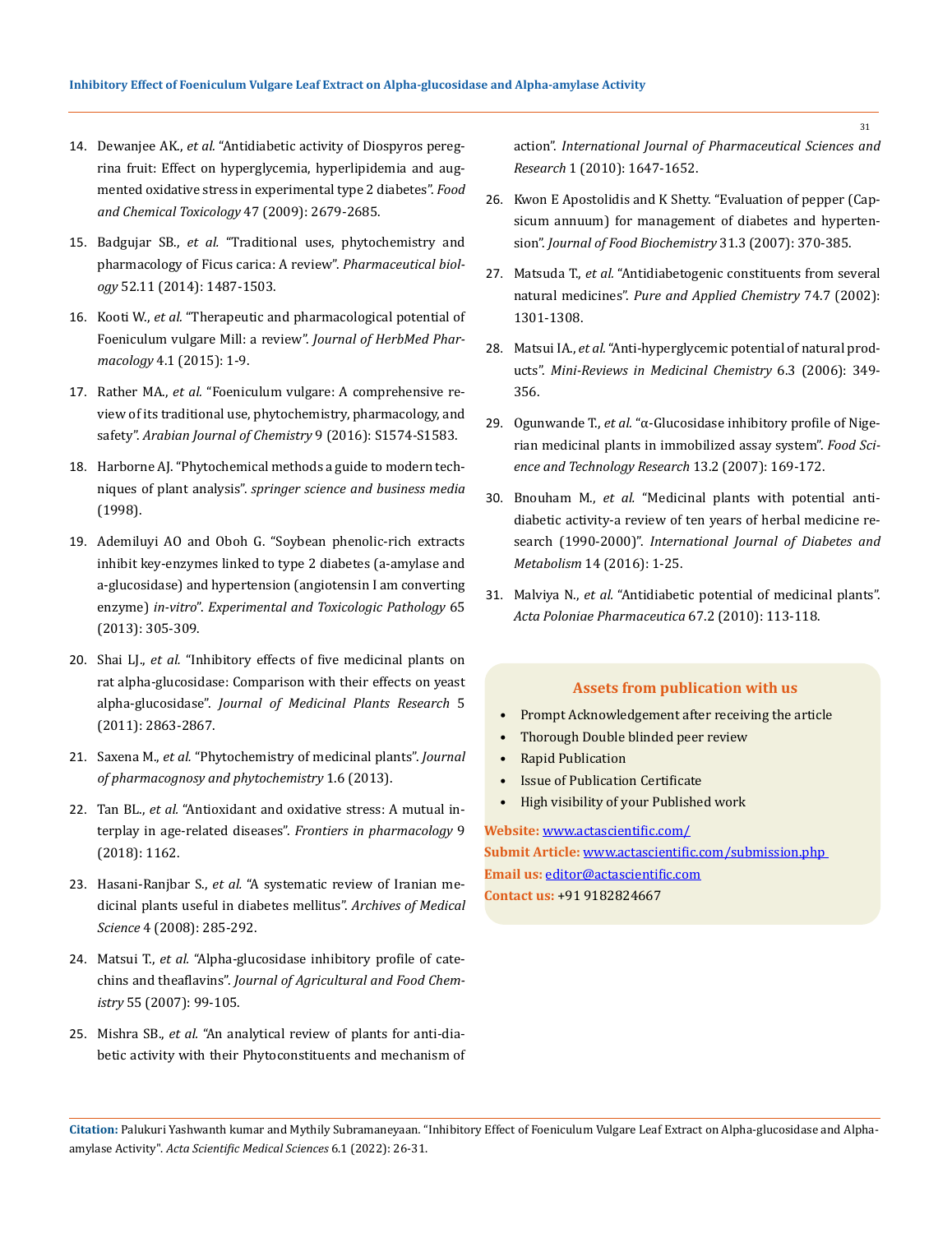14. Dewanjee AK., *et al.* "Antidiabetic activity of Diospyros peregrina fruit: Effect on hyperglycemia, hyperlipidemia and augmented oxidative stress in experimental type 2 diabetes". *Food and Chemical Toxicology* 47 (2009): 2679-2685.

15. Badgujar SB., *et al.* "Traditional uses, phytochemistry and pharmacology of Ficus carica: A review". *Pharmaceutical biology* 52.11 (2014): 1487-1503.

16. Kooti W., *et al.* "Therapeutic and pharmacological potential of Foeniculum vulgare Mill: a review". *Journal of HerbMed Pharmacology* 4.1 (2015): 1-9.

17. Rather MA., *et al.* "Foeniculum vulgare: A comprehensive review of its traditional use, phytochemistry, pharmacology, and safety". *Arabian Journal of Chemistry* 9 (2016): S1574-S1583.

18. Harborne AJ. "Phytochemical methods a guide to modern techniques of plant analysis". *springer science and business media* (1998).

19. Ademiluyi AO and Oboh G. "Soybean phenolic-rich extracts inhibit key-enzymes linked to type 2 diabetes (a-amylase and a-glucosidase) and hypertension (angiotensin I am converting enzyme) *in-vitro*". *Experimental and Toxicologic Pathology* 65 (2013): 305-309.

20. Shai LJ., *et al.* "Inhibitory effects of five medicinal plants on rat alpha-glucosidase: Comparison with their effects on yeast alpha-glucosidase". *Journal of Medicinal Plants Research* 5 (2011): 2863-2867.

21. Saxena M., *et al.* "Phytochemistry of medicinal plants". *Journal of pharmacognosy and phytochemistry* 1.6 (2013).

22. Tan BL., *et al.* "Antioxidant and oxidative stress: A mutual interplay in age-related diseases". *Frontiers in pharmacology* 9 (2018): 1162.

23. Hasani-Ranjbar S., *et al.* "A systematic review of Iranian medicinal plants useful in diabetes mellitus". *Archives of Medical Science* 4 (2008): 285-292.

24. Matsui T., *et al.* "Alpha-glucosidase inhibitory profile of catechins and theaflavins". *Journal of Agricultural and Food Chemistry* 55 (2007): 99-105.

25. Mishra SB., *et al.* "An analytical review of plants for anti-diabetic activity with their Phytoconstituents and mechanism of action". *International Journal of Pharmaceutical Sciences and Research* 1 (2010): 1647-1652.

26. Kwon E Apostolidis and K Shetty. "Evaluation of pepper (Capsicum annuum) for management of diabetes and hypertension". *Journal of Food Biochemistry* 31.3 (2007): 370-385.

27. Matsuda T., *et al.* "Antidiabetogenic constituents from several natural medicines". *Pure and Applied Chemistry* 74.7 (2002): 1301-1308.

28. Matsui IA., *et al.* "Anti-hyperglycemic potential of natural products". *Mini-Reviews in Medicinal Chemistry* 6.3 (2006): 349-356.

29. Ogunwande T., *et al.* "α-Glucosidase inhibitory profile of Nigerian medicinal plants in immobilized assay system". *Food Science and Technology Research* 13.2 (2007): 169-172.

30. Bnouham M., *et al.* "Medicinal plants with potential antidiabetic activity-a review of ten years of herbal medicine research (1990-2000)". *International Journal of Diabetes and Metabolism* 14 (2016): 1-25.

31. Malviya N., *et al.* "Antidiabetic potential of medicinal plants". *Acta Poloniae Pharmaceutica* 67.2 (2010): 113-118.

**Assets from publication with us**

- Prompt Acknowledgement after receiving the article
- Thorough Double blinded peer review
- Rapid Publication
- Issue of Publication Certificate
- High visibility of your Published work

**Website:** www.actascientific.com/
**Submit Article:** www.actascientific.com/submission.php
**Email us:** editor@actascientific.com
**Contact us:** +91 9182824667